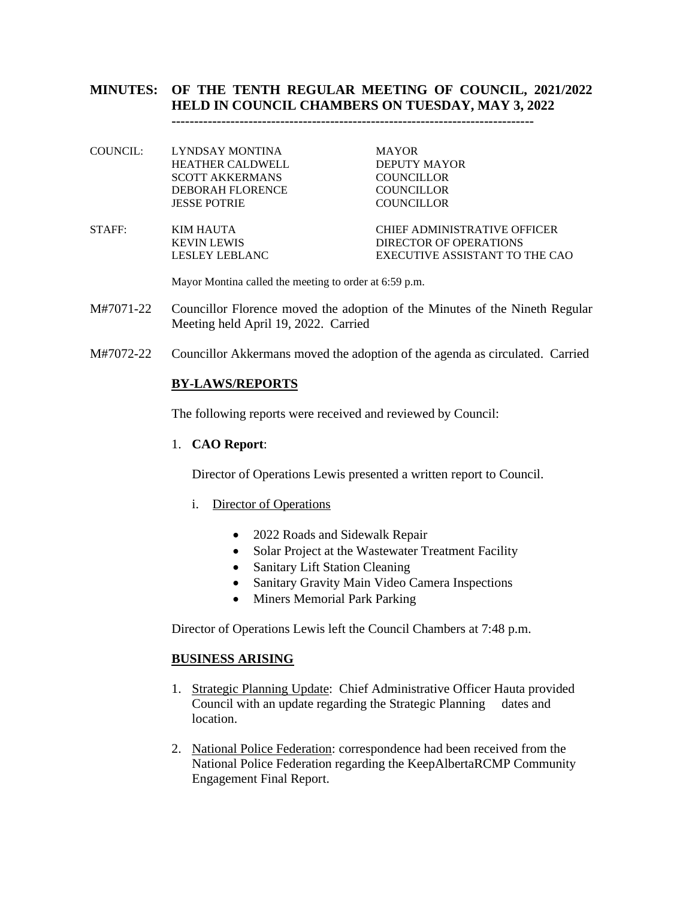# MINUTES: OF THE TENTH REGULAR MEETING OF COUNCIL, 2021/2022 HELD IN COUNCIL CHAMBERS ON TUESDAY, MAY 3, 2022

---

| | | |
|---|---|---|
| COUNCIL: | LYNDSAY MONTINA | MAYOR |
| | HEATHER CALDWELL | DEPUTY MAYOR |
| | SCOTT AKKERMANS | COUNCILLOR |
| | DEBORAH FLORENCE | COUNCILLOR |
| | JESSE POTRIE | COUNCILLOR |
| STAFF: | KIM HAUTA | CHIEF ADMINISTRATIVE OFFICER |
| | KEVIN LEWIS | DIRECTOR OF OPERATIONS |
| | LESLEY LEBLANC | EXECUTIVE ASSISTANT TO THE CAO |

Mayor Montina called the meeting to order at 6:59 p.m.

M#7071-22 Councillor Florence moved the adoption of the Minutes of the Nineth Regular Meeting held April 19, 2022. Carried

M#7072-22 Councillor Akkermans moved the adoption of the agenda as circulated. Carried

## BY-LAWS/REPORTS

The following reports were received and reviewed by Council:

1. **CAO Report**:

   Director of Operations Lewis presented a written report to Council.

   i. Director of Operations

      - 2022 Roads and Sidewalk Repair
      - Solar Project at the Wastewater Treatment Facility
      - Sanitary Lift Station Cleaning
      - Sanitary Gravity Main Video Camera Inspections
      - Miners Memorial Park Parking

Director of Operations Lewis left the Council Chambers at 7:48 p.m.

## BUSINESS ARISING

1. Strategic Planning Update: Chief Administrative Officer Hauta provided Council with an update regarding the Strategic Planning dates and location.

2. National Police Federation: correspondence had been received from the National Police Federation regarding the KeepAlbertaRCMP Community Engagement Final Report.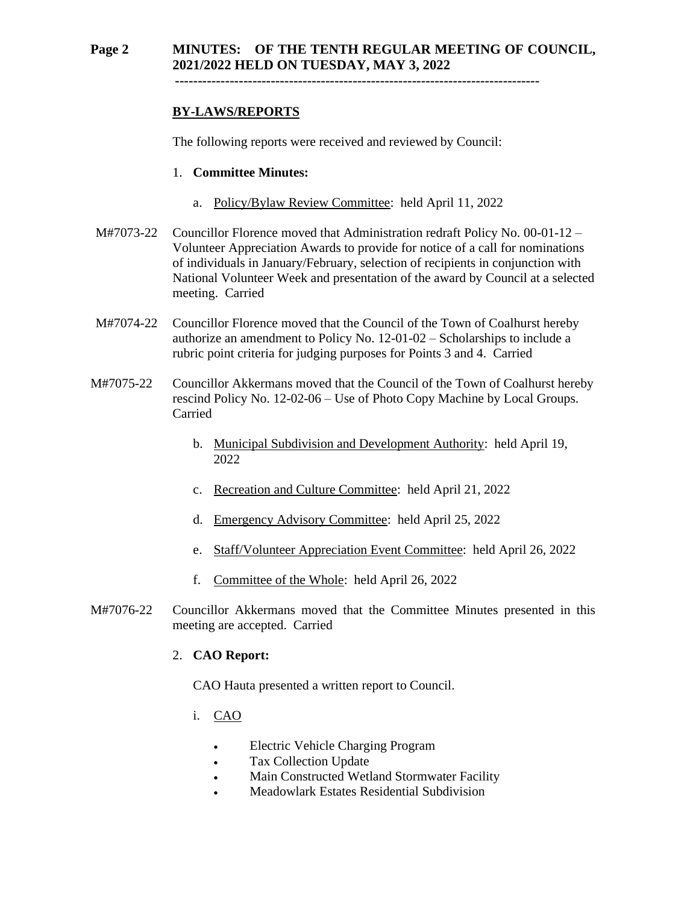## BY-LAWS/REPORTS

The following reports were received and reviewed by Council:

1. **Committee Minutes:**

   a. Policy/Bylaw Review Committee: held April 11, 2022

M#7073-22 Councillor Florence moved that Administration redraft Policy No. 00-01-12 – Volunteer Appreciation Awards to provide for notice of a call for nominations of individuals in January/February, selection of recipients in conjunction with National Volunteer Week and presentation of the award by Council at a selected meeting. Carried

M#7074-22 Councillor Florence moved that the Council of the Town of Coalhurst hereby authorize an amendment to Policy No. 12-01-02 – Scholarships to include a rubric point criteria for judging purposes for Points 3 and 4. Carried

M#7075-22 Councillor Akkermans moved that the Council of the Town of Coalhurst hereby rescind Policy No. 12-02-06 – Use of Photo Copy Machine by Local Groups. Carried

   b. Municipal Subdivision and Development Authority: held April 19, 2022

   c. Recreation and Culture Committee: held April 21, 2022

   d. Emergency Advisory Committee: held April 25, 2022

   e. Staff/Volunteer Appreciation Event Committee: held April 26, 2022

   f. Committee of the Whole: held April 26, 2022

M#7076-22 Councillor Akkermans moved that the Committee Minutes presented in this meeting are accepted. Carried

2. **CAO Report:**

   CAO Hauta presented a written report to Council.

   i. CAO

      - Electric Vehicle Charging Program
      - Tax Collection Update
      - Main Constructed Wetland Stormwater Facility
      - Meadowlark Estates Residential Subdivision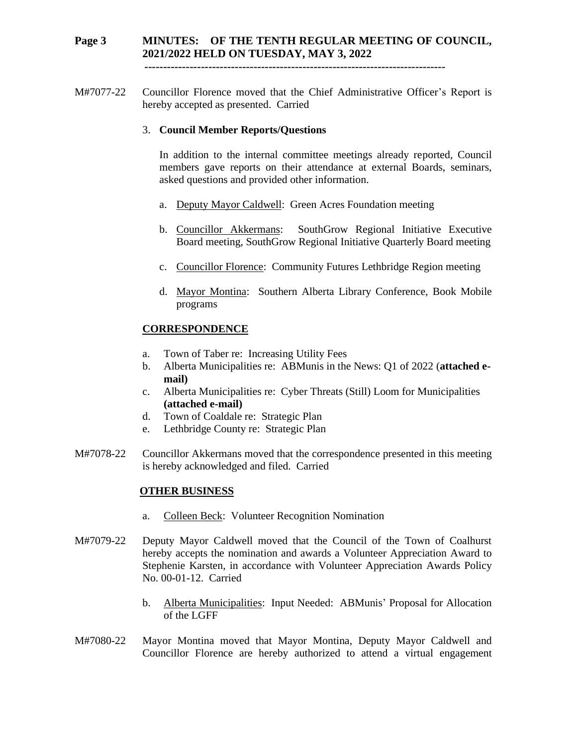M#7077-22 Councillor Florence moved that the Chief Administrative Officer's Report is hereby accepted as presented. Carried

3. **Council Member Reports/Questions**

In addition to the internal committee meetings already reported, Council members gave reports on their attendance at external Boards, seminars, asked questions and provided other information.

a. Deputy Mayor Caldwell: Green Acres Foundation meeting

b. Councillor Akkermans: SouthGrow Regional Initiative Executive Board meeting, SouthGrow Regional Initiative Quarterly Board meeting

c. Councillor Florence: Community Futures Lethbridge Region meeting

d. Mayor Montina: Southern Alberta Library Conference, Book Mobile programs

## CORRESPONDENCE

a. Town of Taber re: Increasing Utility Fees
b. Alberta Municipalities re: ABMunis in the News: Q1 of 2022 (**attached e-mail)**
c. Alberta Municipalities re: Cyber Threats (Still) Loom for Municipalities **(attached e-mail)**
d. Town of Coaldale re: Strategic Plan
e. Lethbridge County re: Strategic Plan

M#7078-22 Councillor Akkermans moved that the correspondence presented in this meeting is hereby acknowledged and filed. Carried

## OTHER BUSINESS

a. Colleen Beck: Volunteer Recognition Nomination

M#7079-22 Deputy Mayor Caldwell moved that the Council of the Town of Coalhurst hereby accepts the nomination and awards a Volunteer Appreciation Award to Stephenie Karsten, in accordance with Volunteer Appreciation Awards Policy No. 00-01-12. Carried

b. Alberta Municipalities: Input Needed: ABMunis' Proposal for Allocation of the LGFF

M#7080-22 Mayor Montina moved that Mayor Montina, Deputy Mayor Caldwell and Councillor Florence are hereby authorized to attend a virtual engagement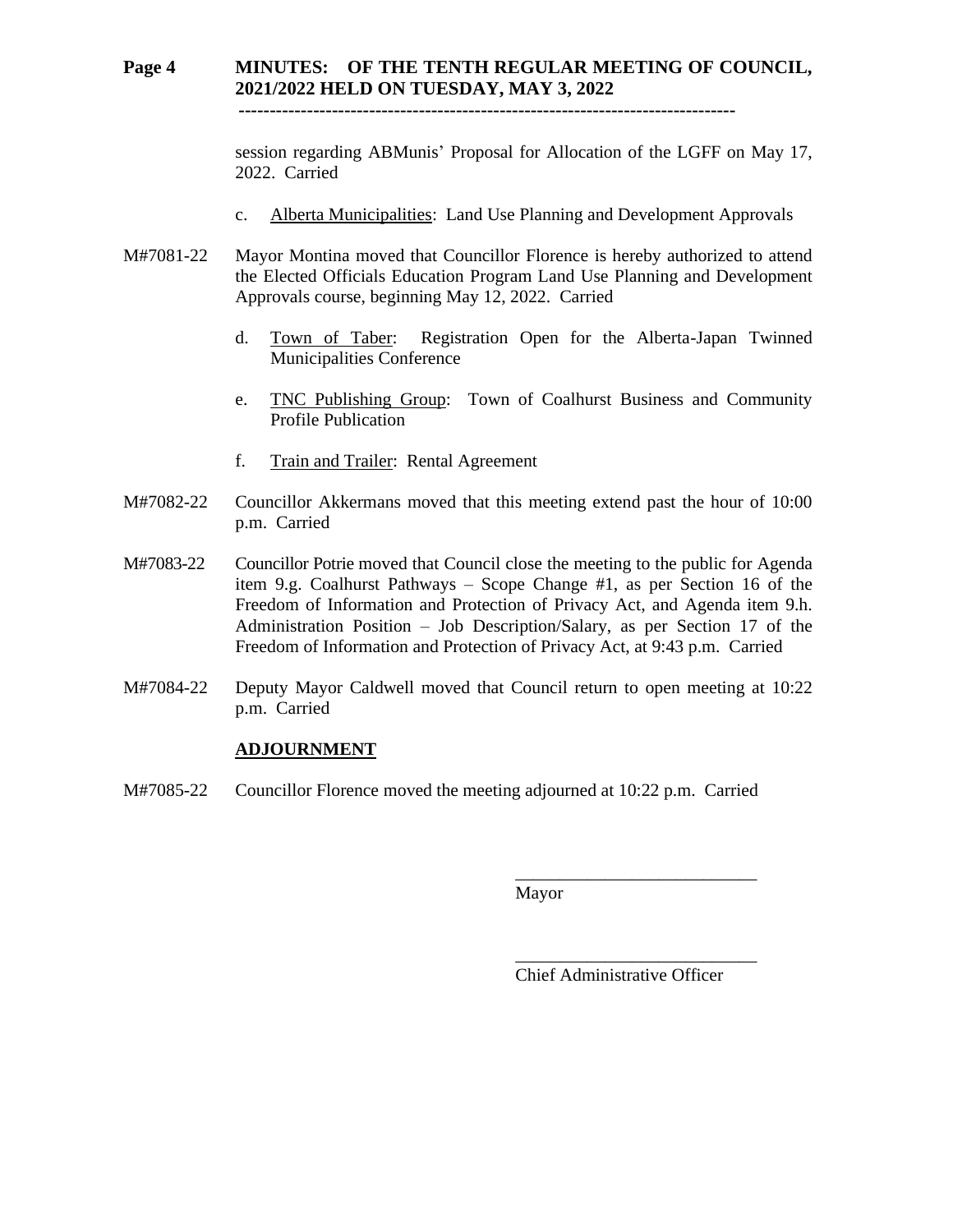session regarding ABMunis' Proposal for Allocation of the LGFF on May 17, 2022. Carried

c. Alberta Municipalities: Land Use Planning and Development Approvals

M#7081-22 Mayor Montina moved that Councillor Florence is hereby authorized to attend the Elected Officials Education Program Land Use Planning and Development Approvals course, beginning May 12, 2022. Carried

d. Town of Taber: Registration Open for the Alberta-Japan Twinned Municipalities Conference

e. TNC Publishing Group: Town of Coalhurst Business and Community Profile Publication

f. Train and Trailer: Rental Agreement

M#7082-22 Councillor Akkermans moved that this meeting extend past the hour of 10:00 p.m. Carried

M#7083-22 Councillor Potrie moved that Council close the meeting to the public for Agenda item 9.g. Coalhurst Pathways – Scope Change #1, as per Section 16 of the Freedom of Information and Protection of Privacy Act, and Agenda item 9.h. Administration Position – Job Description/Salary, as per Section 17 of the Freedom of Information and Protection of Privacy Act, at 9:43 p.m. Carried

M#7084-22 Deputy Mayor Caldwell moved that Council return to open meeting at 10:22 p.m. Carried

**ADJOURNMENT**

M#7085-22 Councillor Florence moved the meeting adjourned at 10:22 p.m. Carried

___________________________
Mayor

___________________________
Chief Administrative Officer